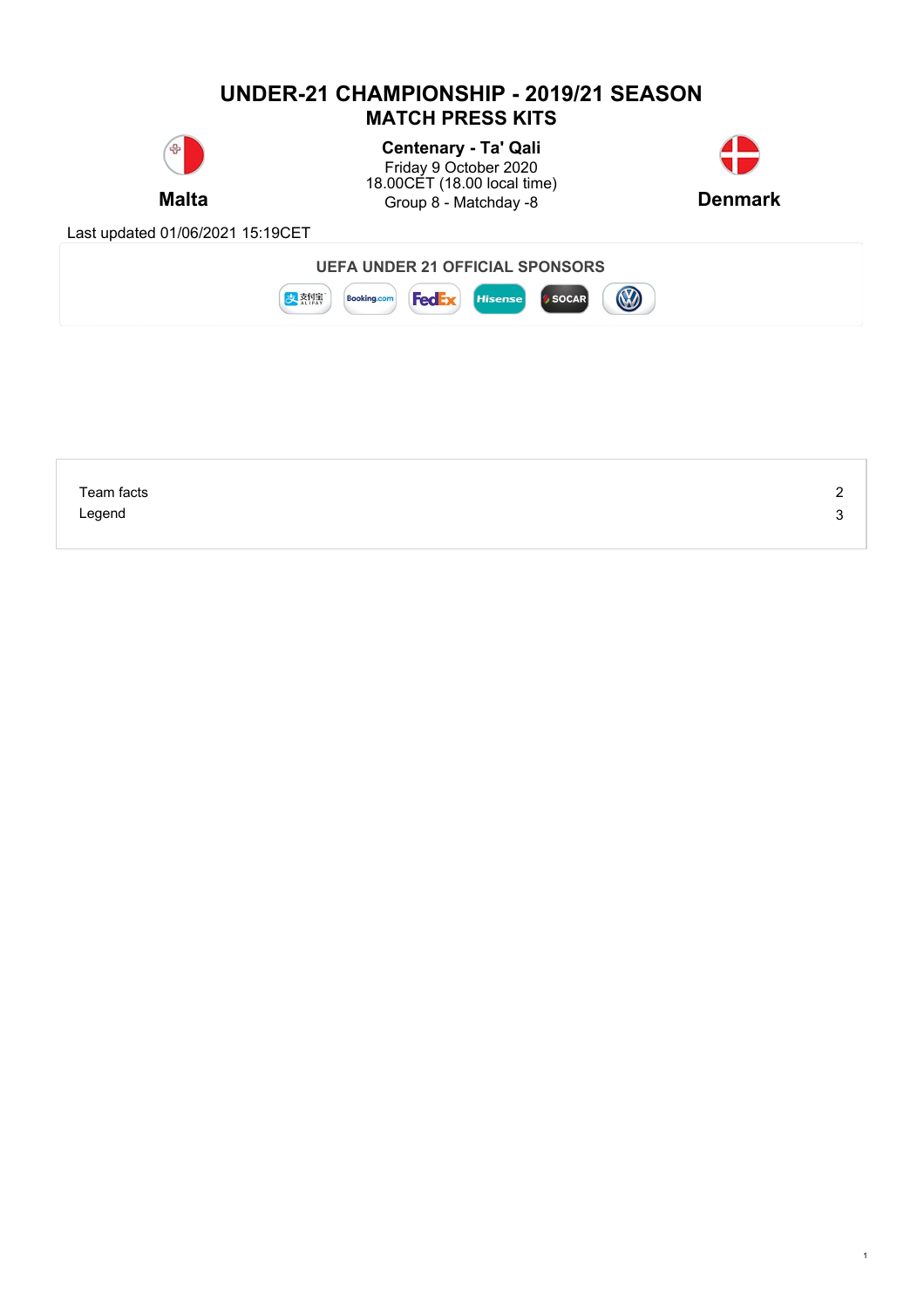# UNDER-21 CHAMPIONSHIP - 2019/21 SEASON
## MATCH PRESS KITS

**Malta**

**Centenary - Ta' Qali**
Friday 9 October 2020
18.00CET (18.00 local time)
Group 8 - Matchday -8

**Denmark**

Last updated 01/06/2021 15:19CET

**UEFA UNDER 21 OFFICIAL SPONSORS**

| | |
|---|---|
| Team facts | 2 |
| Legend | 3 |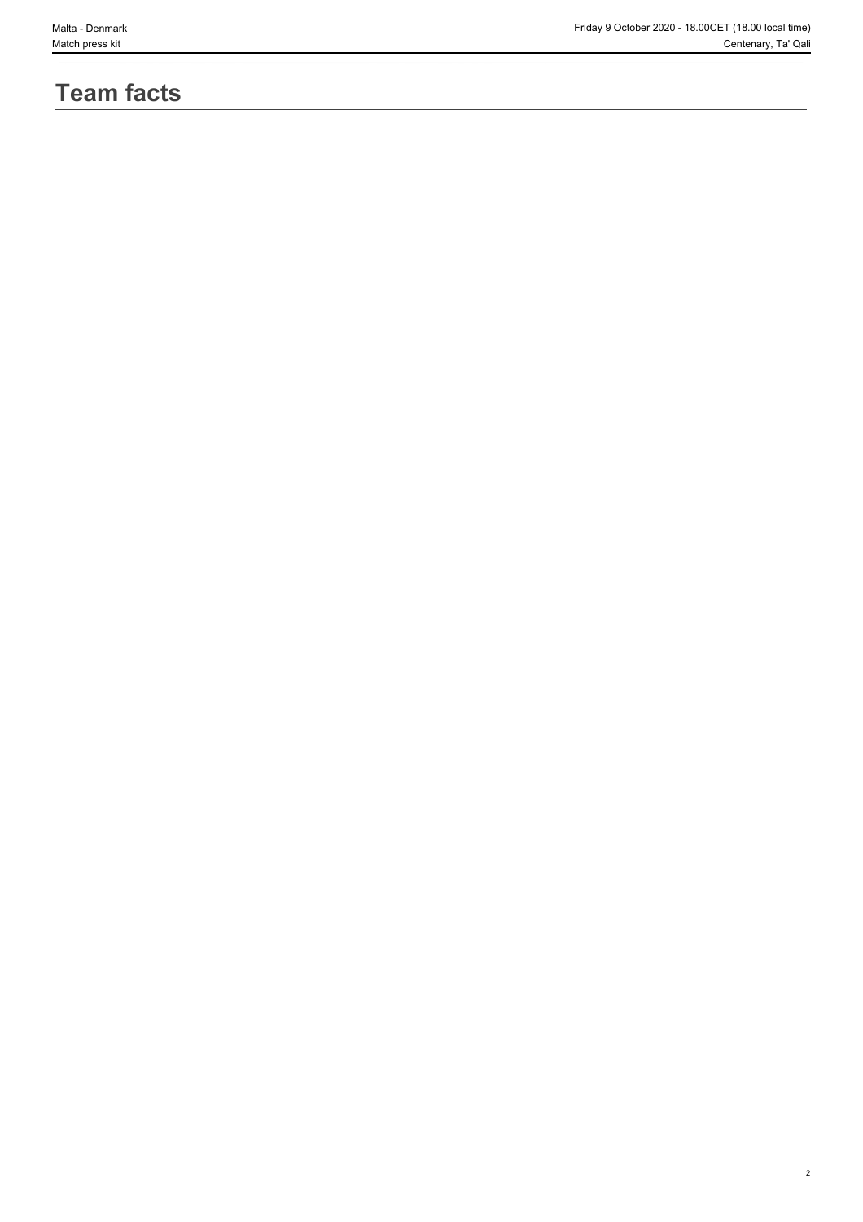# Team facts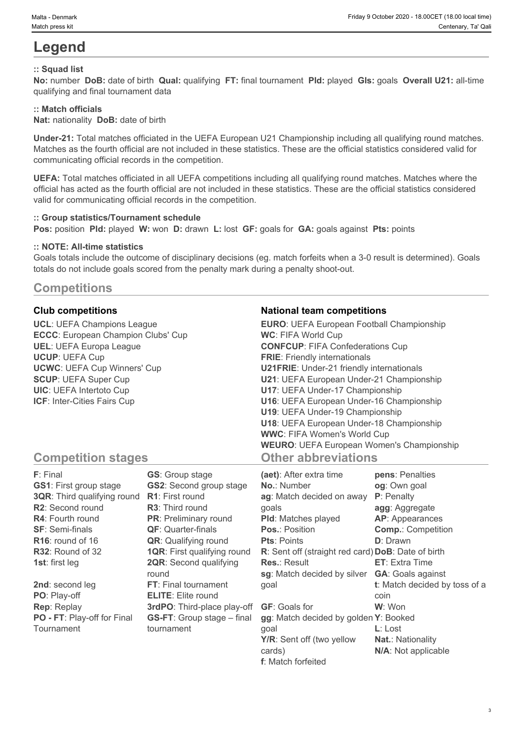# Legend

### :: Squad list

**No:** number **DoB:** date of birth **Qual:** qualifying **FT:** final tournament **Pld:** played **Gls:** goals **Overall U21:** all-time qualifying and final tournament data

### :: Match officials

**Nat:** nationality **DoB:** date of birth

**Under-21:** Total matches officiated in the UEFA European U21 Championship including all qualifying round matches. Matches as the fourth official are not included in these statistics. These are the official statistics considered valid for communicating official records in the competition.

**UEFA:** Total matches officiated in all UEFA competitions including all qualifying round matches. Matches where the official has acted as the fourth official are not included in these statistics. These are the official statistics considered valid for communicating official records in the competition.

### :: Group statistics/Tournament schedule

**Pos:** position **Pld:** played **W:** won **D:** drawn **L:** lost **GF:** goals for **GA:** goals against **Pts:** points

### :: NOTE: All-time statistics

Goals totals include the outcome of disciplinary decisions (eg. match forfeits when a 3-0 result is determined). Goals totals do not include goals scored from the penalty mark during a penalty shoot-out.

## Competitions

### Club competitions

**UCL**: UEFA Champions League
**ECCC**: European Champion Clubs' Cup
**UEL**: UEFA Europa League
**UCUP**: UEFA Cup
**UCWC**: UEFA Cup Winners' Cup
**SCUP**: UEFA Super Cup
**UIC**: UEFA Intertoto Cup
**ICF**: Inter-Cities Fairs Cup

### National team competitions

**EURO**: UEFA European Football Championship
**WC**: FIFA World Cup
**CONFCUP**: FIFA Confederations Cup
**FRIE**: Friendly internationals
**U21FRIE**: Under-21 friendly internationals
**U21**: UEFA European Under-21 Championship
**U17**: UEFA Under-17 Championship
**U16**: UEFA European Under-16 Championship
**U19**: UEFA Under-19 Championship
**U18**: UEFA European Under-18 Championship
**WWC**: FIFA Women's World Cup
**WEURO**: UEFA European Women's Championship

## Competition stages

**F**: Final
**GS1**: First group stage
**3QR**: Third qualifying round
**R2**: Second round
**R4**: Fourth round
**SF**: Semi-finals
**R16**: round of 16
**R32**: Round of 32
**1st**: first leg
**2nd**: second leg
**PO**: Play-off
**Rep**: Replay
**PO - FT**: Play-off for Final Tournament
**GS**: Group stage
**GS2**: Second group stage
**R1**: First round
**R3**: Third round
**PR**: Preliminary round
**QF**: Quarter-finals
**QR**: Qualifying round
**1QR**: First qualifying round
**2QR**: Second qualifying round
**FT**: Final tournament
**ELITE**: Elite round
**3rdPO**: Third-place play-off
**GS-FT**: Group stage – final tournament

## Other abbreviations

**(aet)**: After extra time
**No.**: Number
**ag**: Match decided on away goals
**Pld**: Matches played
**Pos.**: Position
**Pts**: Points
**R**: Sent off (straight red card)
**Res.**: Result
**sg**: Match decided by silver goal
**GF**: Goals for
**gg**: Match decided by golden goal
**Y/R**: Sent off (two yellow cards)
**f**: Match forfeited
**pens**: Penalties
**og**: Own goal
**P**: Penalty
**agg**: Aggregate
**AP**: Appearances
**Comp.**: Competition
**D**: Drawn
**DoB**: Date of birth
**ET**: Extra Time
**GA**: Goals against
**t**: Match decided by toss of a coin
**W**: Won
**Y**: Booked
**L**: Lost
**Nat.**: Nationality
**N/A**: Not applicable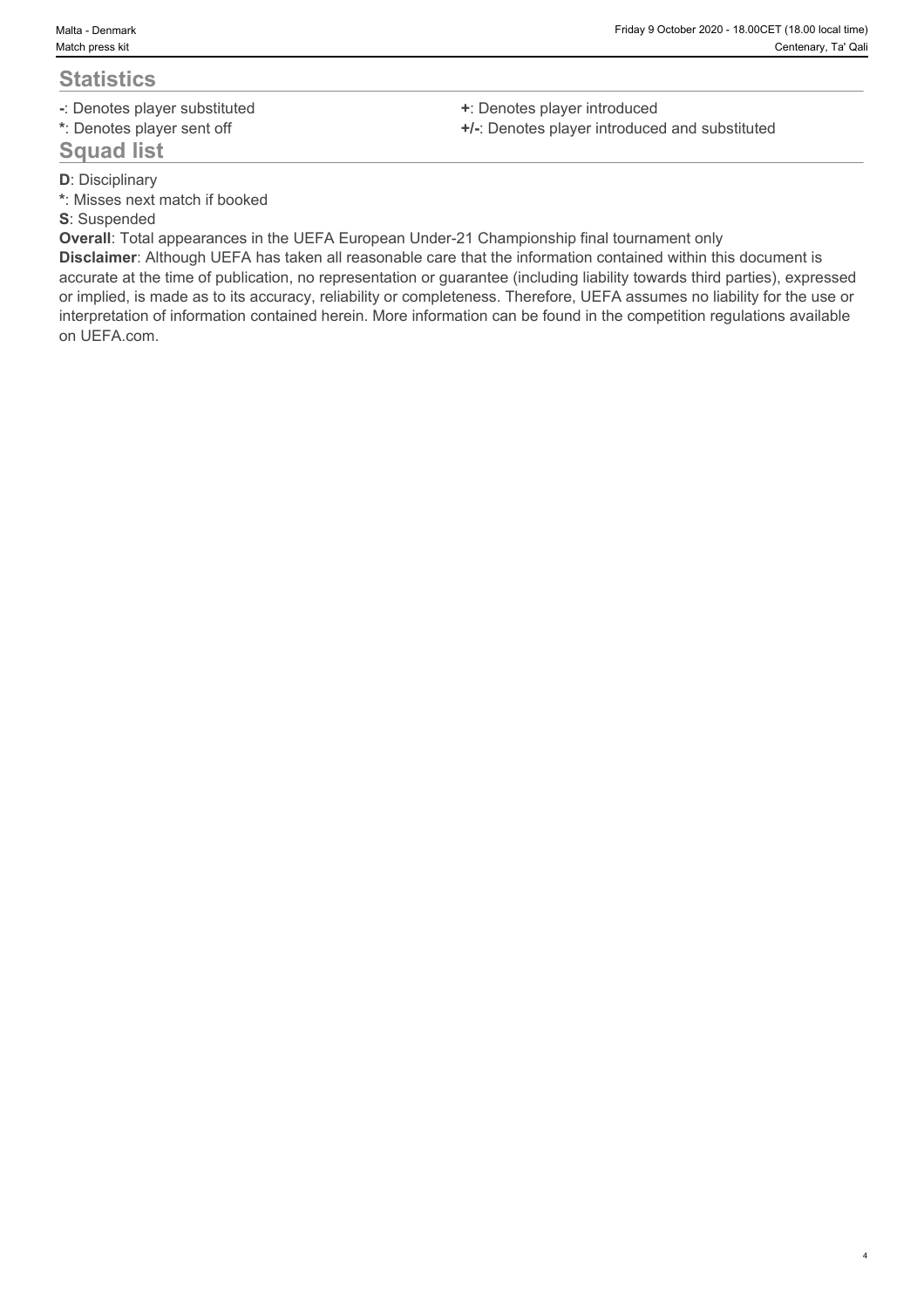## Statistics

**-**: Denotes player substituted

**+**: Denotes player introduced

**\***: Denotes player sent off

**+/-**: Denotes player introduced and substituted

## Squad list

**D**: Disciplinary

**\***: Misses next match if booked

**S**: Suspended

**Overall**: Total appearances in the UEFA European Under-21 Championship final tournament only

**Disclaimer**: Although UEFA has taken all reasonable care that the information contained within this document is accurate at the time of publication, no representation or guarantee (including liability towards third parties), expressed or implied, is made as to its accuracy, reliability or completeness. Therefore, UEFA assumes no liability for the use or interpretation of information contained herein. More information can be found in the competition regulations available on UEFA.com.